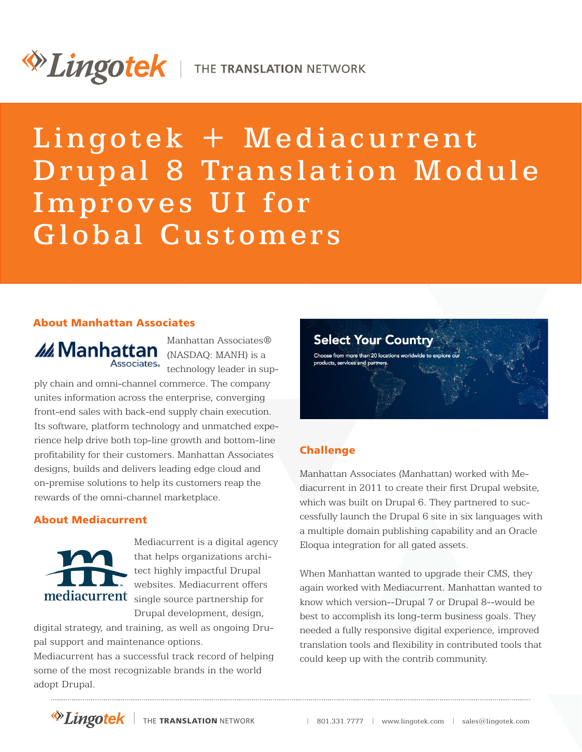# Lingotek + Mediacurrent Drupal 8 Translation Module Improves UI for Global Customers

## About Manhattan Associates

Manhattan Associates® (NASDAQ: MANH) is a technology leader in supply chain and omni-channel commerce. The company unites information across the enterprise, converging front-end sales with back-end supply chain execution. Its software, platform technology and unmatched experience help drive both top-line growth and bottom-line profitability for their customers. Manhattan Associates designs, builds and delivers leading edge cloud and on-premise solutions to help its customers reap the rewards of the omni-channel marketplace.

## About Mediacurrent

Mediacurrent is a digital agency that helps organizations architect highly impactful Drupal websites. Mediacurrent offers single source partnership for Drupal development, design, digital strategy, and training, as well as ongoing Drupal support and maintenance options.

Mediacurrent has a successful track record of helping some of the most recognizable brands in the world adopt Drupal.

## Challenge

Manhattan Associates (Manhattan) worked with Mediacurrent in 2011 to create their first Drupal website, which was built on Drupal 6. They partnered to successfully launch the Drupal 6 site in six languages with a multiple domain publishing capability and an Oracle Eloqua integration for all gated assets.

When Manhattan wanted to upgrade their CMS, they again worked with Mediacurrent. Manhattan wanted to know which version--Drupal 7 or Drupal 8--would be best to accomplish its long-term business goals. They needed a fully responsive digital experience, improved translation tools and flexibility in contributed tools that could keep up with the contrib community.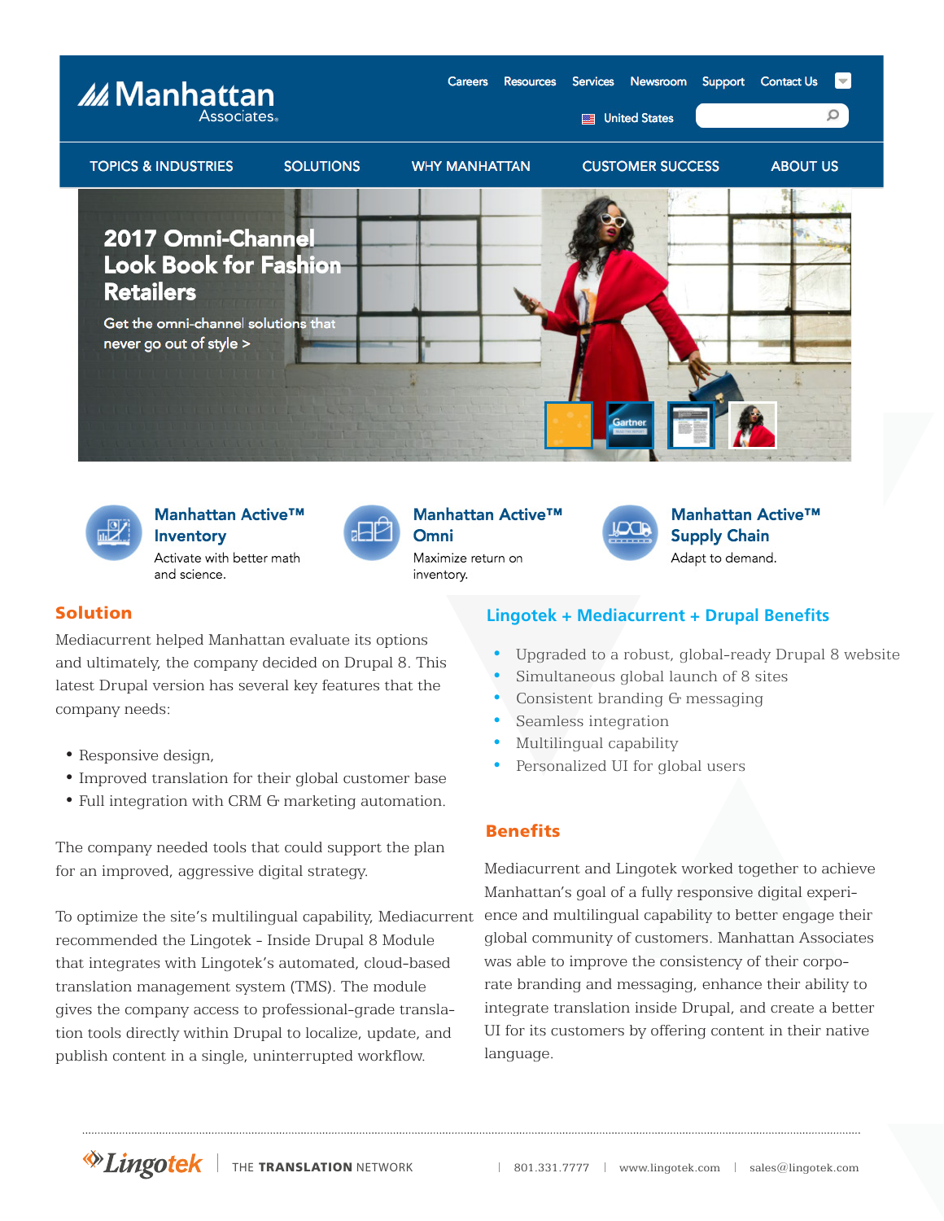## Solution

Mediacurrent helped Manhattan evaluate its options and ultimately, the company decided on Drupal 8. This latest Drupal version has several key features that the company needs:

- Responsive design,
- Improved translation for their global customer base
- Full integration with CRM & marketing automation.

The company needed tools that could support the plan for an improved, aggressive digital strategy.

To optimize the site's multilingual capability, Mediacurrent recommended the Lingotek - Inside Drupal 8 Module that integrates with Lingotek's automated, cloud-based translation management system (TMS). The module gives the company access to professional-grade translation tools directly within Drupal to localize, update, and publish content in a single, uninterrupted workflow.

## Lingotek + Mediacurrent + Drupal Benefits

- Upgraded to a robust, global-ready Drupal 8 website
- Simultaneous global launch of 8 sites
- Consistent branding & messaging
- Seamless integration
- Multilingual capability
- Personalized UI for global users

## Benefits

Mediacurrent and Lingotek worked together to achieve Manhattan's goal of a fully responsive digital experience and multilingual capability to better engage their global community of customers. Manhattan Associates was able to improve the consistency of their corporate branding and messaging, enhance their ability to integrate translation inside Drupal, and create a better UI for its customers by offering content in their native language.

Lingotek | THE TRANSLATION NETWORK | 801.331.7777 | www.lingotek.com | sales@lingotek.com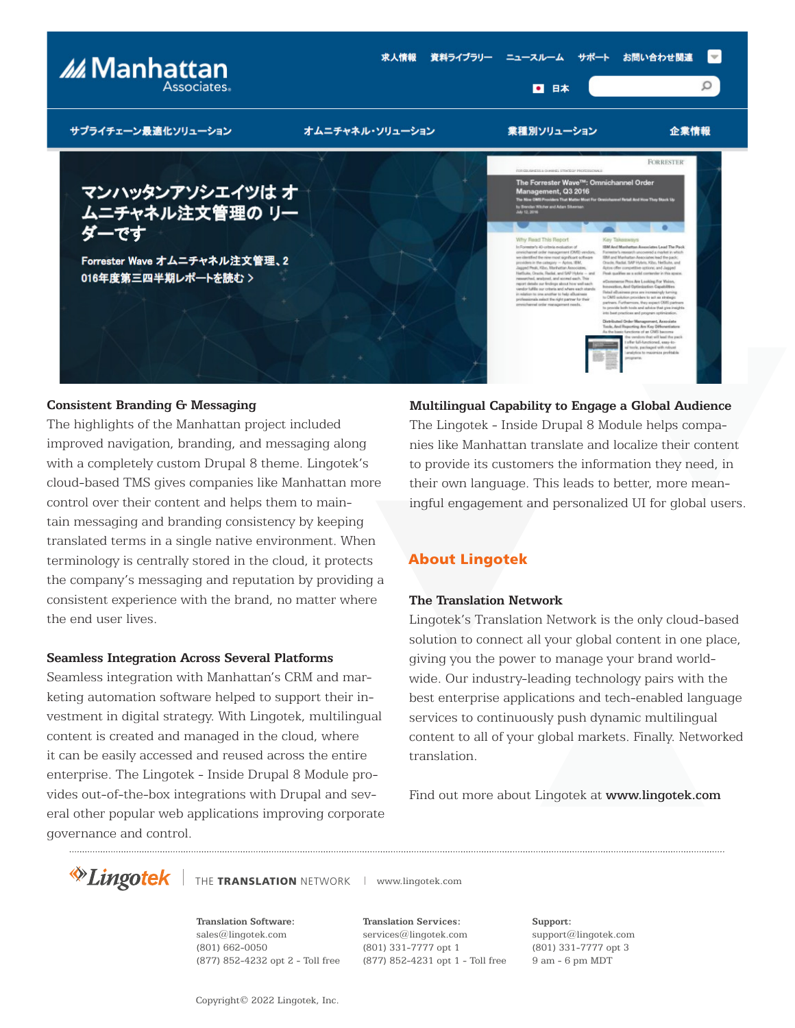### Consistent Branding & Messaging

The highlights of the Manhattan project included improved navigation, branding, and messaging along with a completely custom Drupal 8 theme. Lingotek's cloud-based TMS gives companies like Manhattan more control over their content and helps them to maintain messaging and branding consistency by keeping translated terms in a single native environment. When terminology is centrally stored in the cloud, it protects the company's messaging and reputation by providing a consistent experience with the brand, no matter where the end user lives.

### Seamless Integration Across Several Platforms

Seamless integration with Manhattan's CRM and marketing automation software helped to support their investment in digital strategy. With Lingotek, multilingual content is created and managed in the cloud, where it can be easily accessed and reused across the entire enterprise. The Lingotek - Inside Drupal 8 Module provides out-of-the-box integrations with Drupal and several other popular web applications improving corporate governance and control.

### Multilingual Capability to Engage a Global Audience

The Lingotek - Inside Drupal 8 Module helps companies like Manhattan translate and localize their content to provide its customers the information they need, in their own language. This leads to better, more meaningful engagement and personalized UI for global users.

## About Lingotek

### The Translation Network

Lingotek's Translation Network is the only cloud-based solution to connect all your global content in one place, giving you the power to manage your brand worldwide. Our industry-leading technology pairs with the best enterprise applications and tech-enabled language services to continuously push dynamic multilingual content to all of your global markets. Finally. Networked translation.

Find out more about Lingotek at **www.lingotek.com**

---

Lingotek | THE **TRANSLATION** NETWORK | www.lingotek.com

**Translation Software:**
sales@lingotek.com
(801) 662-0050
(877) 852-4232 opt 2 - Toll free

**Translation Services:**
services@lingotek.com
(801) 331-7777 opt 1
(877) 852-4231 opt 1 - Toll free

**Support:**
support@lingotek.com
(801) 331-7777 opt 3
9 am - 6 pm MDT

Copyright© 2022 Lingotek, Inc.